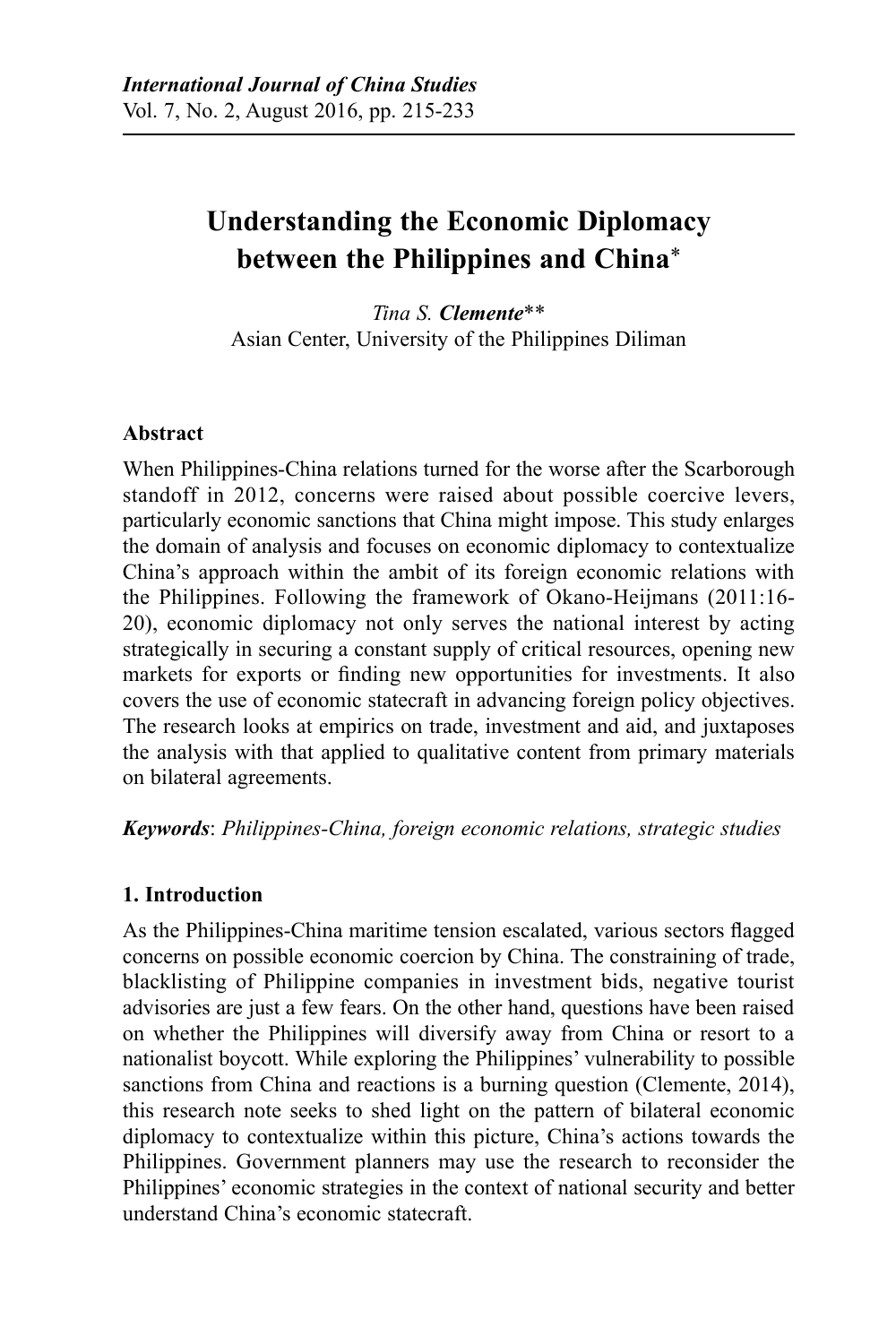# Understanding the Economic Diplomacy between the Philippines and China*

*Tina S.* ***Clemente*****
Asian Center, University of the Philippines Diliman

## Abstract

When Philippines-China relations turned for the worse after the Scarborough standoff in 2012, concerns were raised about possible coercive levers, particularly economic sanctions that China might impose. This study enlarges the domain of analysis and focuses on economic diplomacy to contextualize China's approach within the ambit of its foreign economic relations with the Philippines. Following the framework of Okano-Heijmans (2011:16-20), economic diplomacy not only serves the national interest by acting strategically in securing a constant supply of critical resources, opening new markets for exports or finding new opportunities for investments. It also covers the use of economic statecraft in advancing foreign policy objectives. The research looks at empirics on trade, investment and aid, and juxtaposes the analysis with that applied to qualitative content from primary materials on bilateral agreements.

***Keywords***: *Philippines-China, foreign economic relations, strategic studies*

## 1. Introduction

As the Philippines-China maritime tension escalated, various sectors flagged concerns on possible economic coercion by China. The constraining of trade, blacklisting of Philippine companies in investment bids, negative tourist advisories are just a few fears. On the other hand, questions have been raised on whether the Philippines will diversify away from China or resort to a nationalist boycott. While exploring the Philippines' vulnerability to possible sanctions from China and reactions is a burning question (Clemente, 2014), this research note seeks to shed light on the pattern of bilateral economic diplomacy to contextualize within this picture, China's actions towards the Philippines. Government planners may use the research to reconsider the Philippines' economic strategies in the context of national security and better understand China's economic statecraft.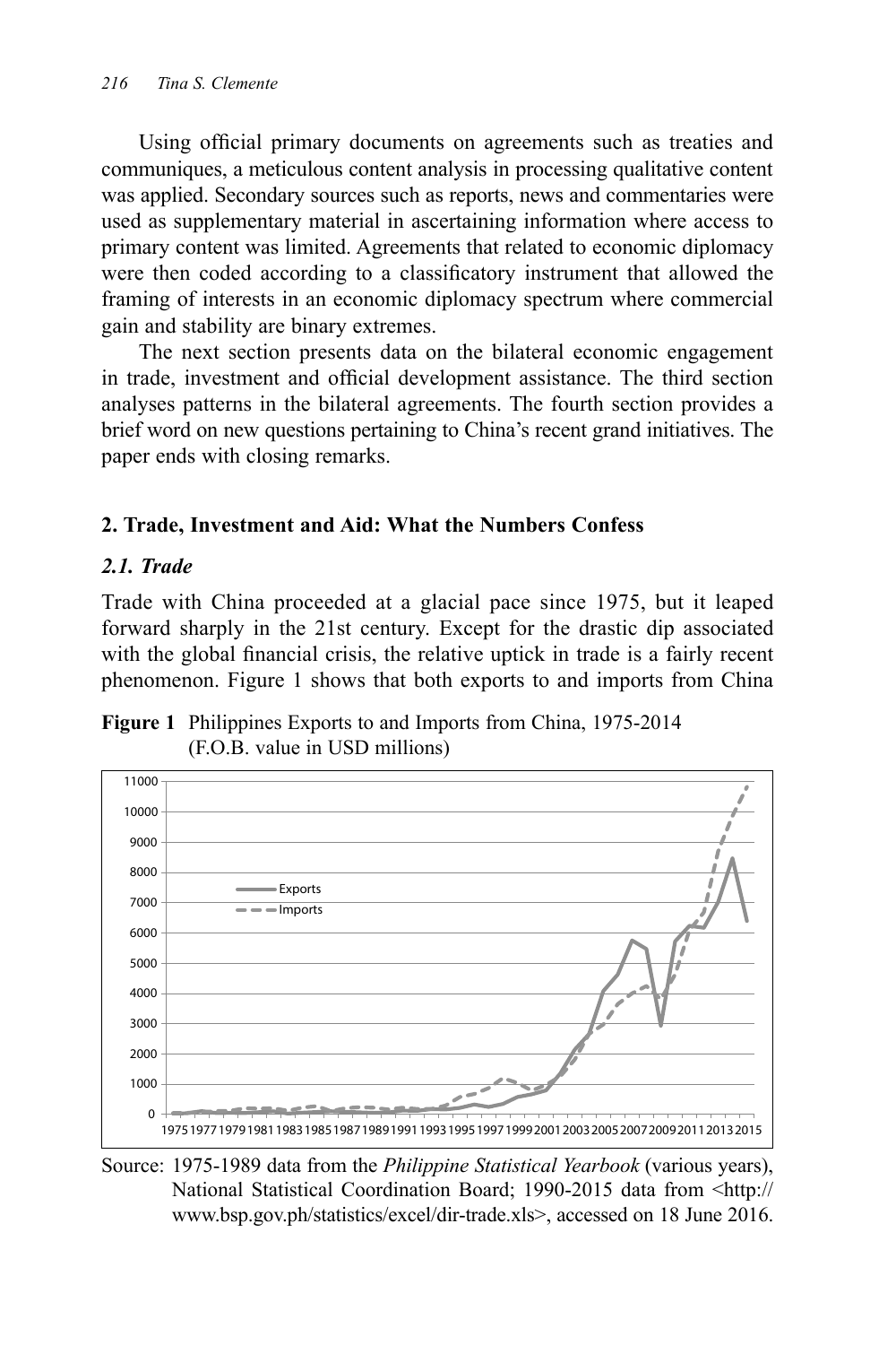Using official primary documents on agreements such as treaties and communiqués, a meticulous content analysis in processing qualitative content was applied. Secondary sources such as reports, news and commentaries were used as supplementary material in ascertaining information where access to primary content was limited. Agreements that related to economic diplomacy were then coded according to a classificatory instrument that allowed the framing of interests in an economic diplomacy spectrum where commercial gain and stability are binary extremes.

The next section presents data on the bilateral economic engagement in trade, investment and official development assistance. The third section analyses patterns in the bilateral agreements. The fourth section provides a brief word on new questions pertaining to China's recent grand initiatives. The paper ends with closing remarks.

## 2. Trade, Investment and Aid: What the Numbers Confess

### *2.1. Trade*

Trade with China proceeded at a glacial pace since 1975, but it leaped forward sharply in the 21st century. Except for the drastic dip associated with the global financial crisis, the relative uptick in trade is a fairly recent phenomenon. Figure 1 shows that both exports to and imports from China

**Figure 1** Philippines Exports to and Imports from China, 1975-2014 (F.O.B. value in USD millions)

11000
10000
9000
8000
7000
6000
5000
4000
3000
2000
1000
0

Exports
Imports

1975 1977 1979 1981 1983 1985 1987 1989 1991 1993 1995 1997 1999 2001 2003 2005 2007 2009 2011 2013 2015

Source: 1975-1989 data from the *Philippine Statistical Yearbook* (various years), National Statistical Coordination Board; 1990-2015 data from <http://www.bsp.gov.ph/statistics/excel/dir-trade.xls>, accessed on 18 June 2016.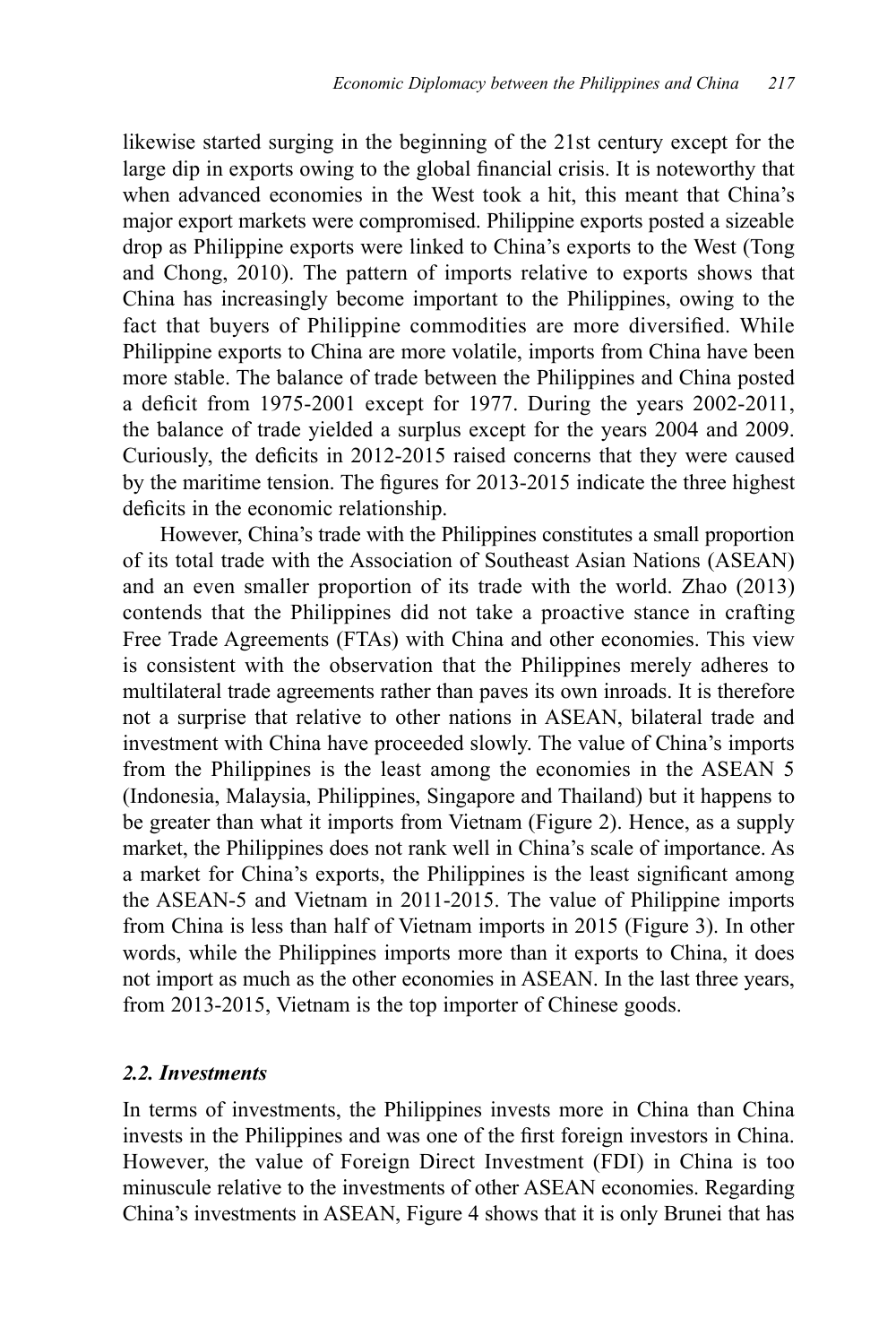likewise started surging in the beginning of the 21st century except for the large dip in exports owing to the global financial crisis. It is noteworthy that when advanced economies in the West took a hit, this meant that China's major export markets were compromised. Philippine exports posted a sizeable drop as Philippine exports were linked to China's exports to the West (Tong and Chong, 2010). The pattern of imports relative to exports shows that China has increasingly become important to the Philippines, owing to the fact that buyers of Philippine commodities are more diversified. While Philippine exports to China are more volatile, imports from China have been more stable. The balance of trade between the Philippines and China posted a deficit from 1975-2001 except for 1977. During the years 2002-2011, the balance of trade yielded a surplus except for the years 2004 and 2009. Curiously, the deficits in 2012-2015 raised concerns that they were caused by the maritime tension. The figures for 2013-2015 indicate the three highest deficits in the economic relationship.

However, China's trade with the Philippines constitutes a small proportion of its total trade with the Association of Southeast Asian Nations (ASEAN) and an even smaller proportion of its trade with the world. Zhao (2013) contends that the Philippines did not take a proactive stance in crafting Free Trade Agreements (FTAs) with China and other economies. This view is consistent with the observation that the Philippines merely adheres to multilateral trade agreements rather than paves its own inroads. It is therefore not a surprise that relative to other nations in ASEAN, bilateral trade and investment with China have proceeded slowly. The value of China's imports from the Philippines is the least among the economies in the ASEAN 5 (Indonesia, Malaysia, Philippines, Singapore and Thailand) but it happens to be greater than what it imports from Vietnam (Figure 2). Hence, as a supply market, the Philippines does not rank well in China's scale of importance. As a market for China's exports, the Philippines is the least significant among the ASEAN-5 and Vietnam in 2011-2015. The value of Philippine imports from China is less than half of Vietnam imports in 2015 (Figure 3). In other words, while the Philippines imports more than it exports to China, it does not import as much as the other economies in ASEAN. In the last three years, from 2013-2015, Vietnam is the top importer of Chinese goods.

### *2.2. Investments*

In terms of investments, the Philippines invests more in China than China invests in the Philippines and was one of the first foreign investors in China. However, the value of Foreign Direct Investment (FDI) in China is too minuscule relative to the investments of other ASEAN economies. Regarding China's investments in ASEAN, Figure 4 shows that it is only Brunei that has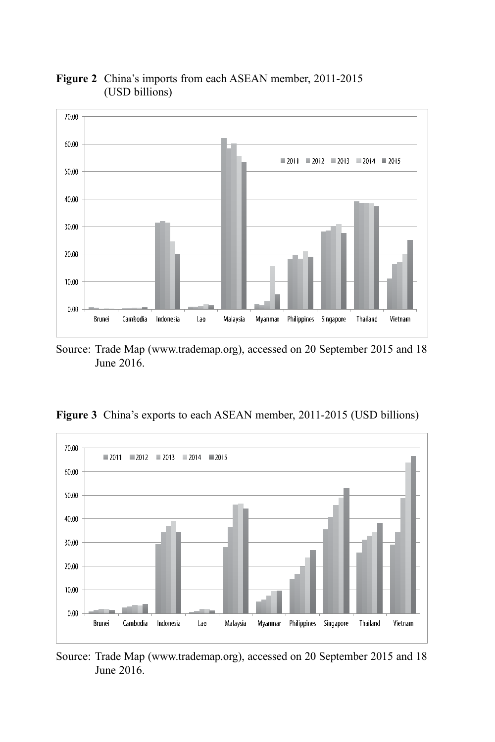**Figure 2** China's imports from each ASEAN member, 2011-2015 (USD billions)

70.00
60.00
50.00
40.00
30.00
20.00
10.00
0.00

2011 2012 2013 2014 2015

Brunei Cambodia Indonesia Lao Malaysia Myanmar Philippines Singapore Thailand Vietnam

Source: Trade Map (www.trademap.org), accessed on 20 September 2015 and 18 June 2016.

**Figure 3** China's exports to each ASEAN member, 2011-2015 (USD billions)

70.00
60.00
50.00
40.00
30.00
20.00
10.00
0.00

2011 2012 2013 2014 2015

Brunei Cambodia Indonesia Lao Malaysia Myanmar Philippines Singapore Thailand Vietnam

Source: Trade Map (www.trademap.org), accessed on 20 September 2015 and 18 June 2016.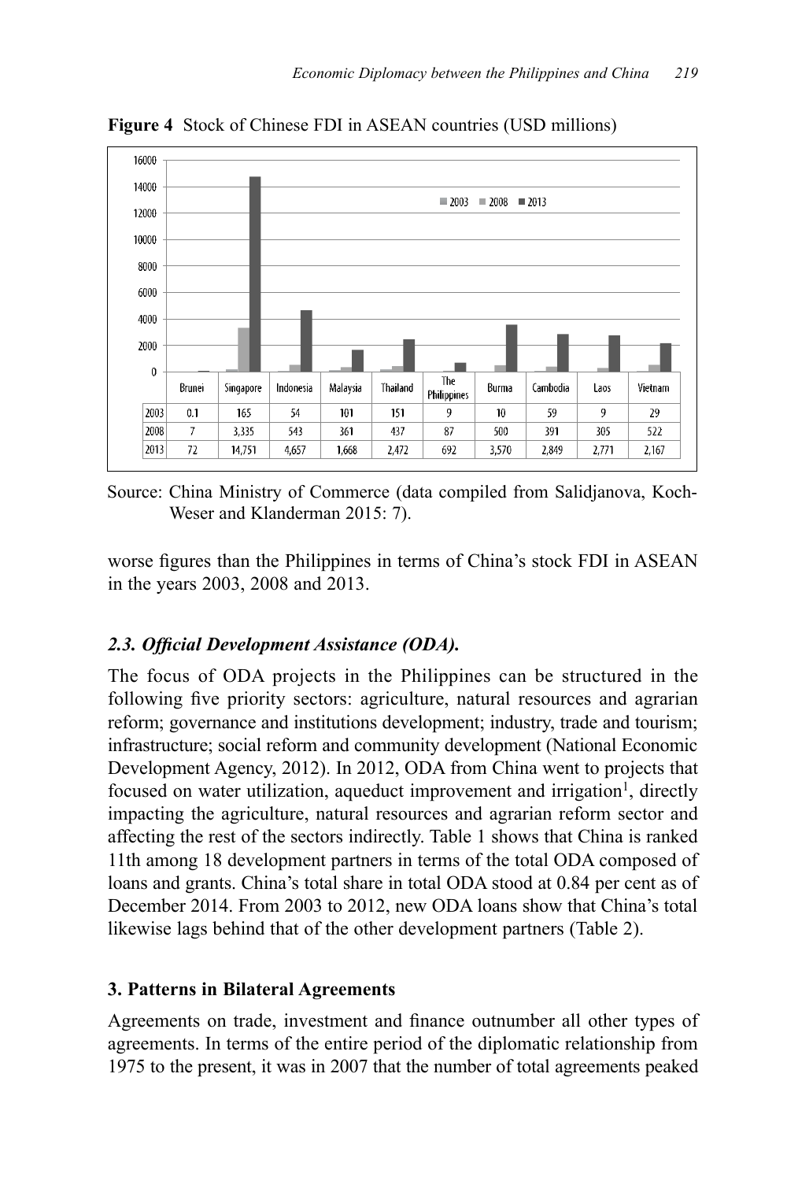**Figure 4** Stock of Chinese FDI in ASEAN countries (USD millions)

16000
14000
12000
10000
8000
6000
4000
2000
0

2003 2008 2013

| | Brunei | Singapore | Indonesia | Malaysia | Thailand | The Philippines | Burma | Cambodia | Laos | Vietnam |
|---|---|---|---|---|---|---|---|---|---|---|
| 2003 | 0.1 | 165 | 54 | 101 | 151 | 9 | 10 | 59 | 9 | 29 |
| 2008 | 7 | 3,335 | 543 | 361 | 437 | 87 | 500 | 391 | 305 | 522 |
| 2013 | 72 | 14,751 | 4,657 | 1,668 | 2,472 | 692 | 3,570 | 2,849 | 2,771 | 2,167 |

Source: China Ministry of Commerce (data compiled from Salidjanova, Koch-Weser and Klanderman 2015: 7).

worse figures than the Philippines in terms of China's stock FDI in ASEAN in the years 2003, 2008 and 2013.

### *2.3. Official Development Assistance (ODA).*

The focus of ODA projects in the Philippines can be structured in the following five priority sectors: agriculture, natural resources and agrarian reform; governance and institutions development; industry, trade and tourism; infrastructure; social reform and community development (National Economic Development Agency, 2012). In 2012, ODA from China went to projects that focused on water utilization, aqueduct improvement and irrigation[1], directly impacting the agriculture, natural resources and agrarian reform sector and affecting the rest of the sectors indirectly. Table 1 shows that China is ranked 11th among 18 development partners in terms of the total ODA composed of loans and grants. China's total share in total ODA stood at 0.84 per cent as of December 2014. From 2003 to 2012, new ODA loans show that China's total likewise lags behind that of the other development partners (Table 2).

## 3. Patterns in Bilateral Agreements

Agreements on trade, investment and finance outnumber all other types of agreements. In terms of the entire period of the diplomatic relationship from 1975 to the present, it was in 2007 that the number of total agreements peaked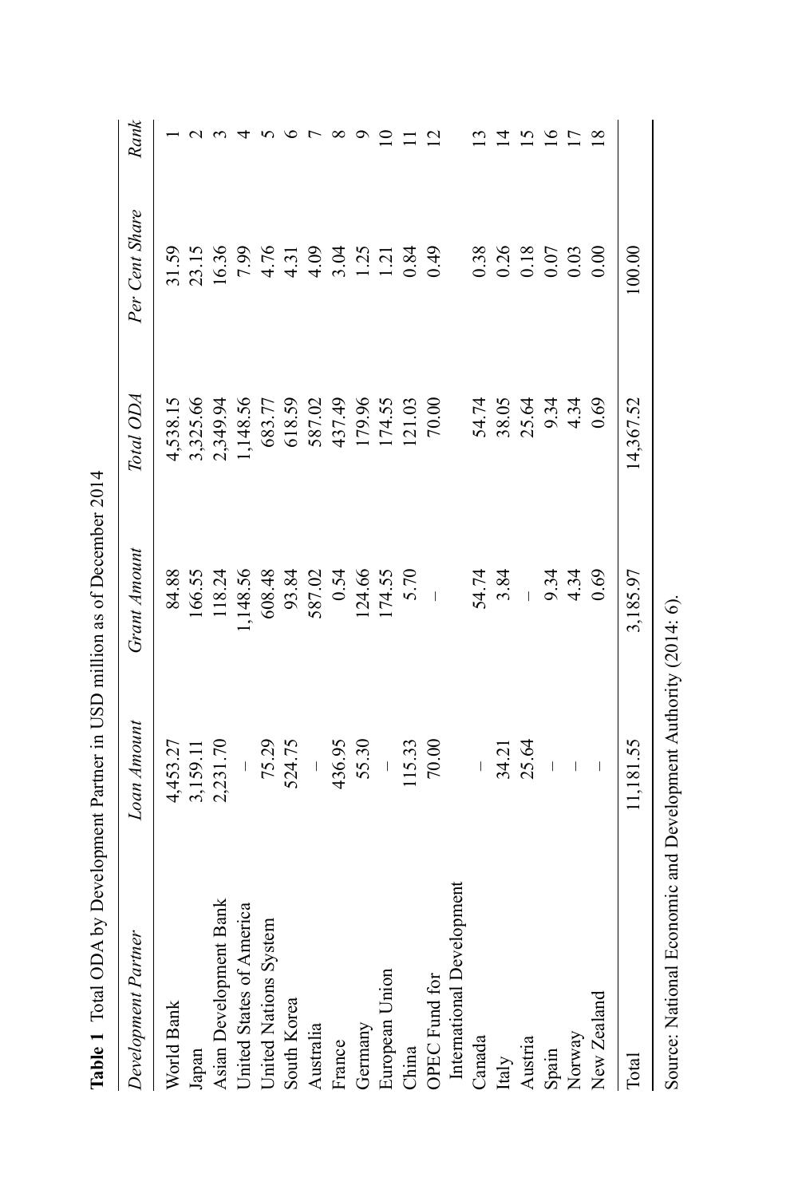**Table 1** Total ODA by Development Partner in USD million as of December 2014

| *Development Partner* | *Loan Amount* | *Grant Amount* | *Total ODA* | *Per Cent Share* | *Rank* |
|---|---|---|---|---|---|
| World Bank | 4,453.27 | 84.88 | 4,538.15 | 31.59 | 1 |
| Japan | 3,159.11 | 166.55 | 3,325.66 | 23.15 | 2 |
| Asian Development Bank | 2,231.70 | 118.24 | 2,349.94 | 16.36 | 3 |
| United States of America | – | 1,148.56 | 1,148.56 | 7.99 | 4 |
| United Nations System | 75.29 | 608.48 | 683.77 | 4.76 | 5 |
| South Korea | 524.75 | 93.84 | 618.59 | 4.31 | 6 |
| Australia | – | 587.02 | 587.02 | 4.09 | 7 |
| France | 436.95 | 0.54 | 437.49 | 3.04 | 8 |
| Germany | 55.30 | 124.66 | 179.96 | 1.25 | 9 |
| European Union | – | 174.55 | 174.55 | 1.21 | 10 |
| China | 115.33 | 5.70 | 121.03 | 0.84 | 11 |
| OPEC Fund for International Development | 70.00 | – | 70.00 | 0.49 | 12 |
| Canada | – | 54.74 | 54.74 | 0.38 | 13 |
| Italy | 34.21 | 3.84 | 38.05 | 0.26 | 14 |
| Austria | 25.64 | – | 25.64 | 0.18 | 15 |
| Spain | – | 9.34 | 9.34 | 0.07 | 16 |
| Norway | – | 4.34 | 4.34 | 0.03 | 17 |
| New Zealand | – | 0.69 | 0.69 | 0.00 | 18 |
| Total | 11,181.55 | 3,185.97 | 14,367.52 | 100.00 | |

Source: National Economic and Development Authority (2014: 6).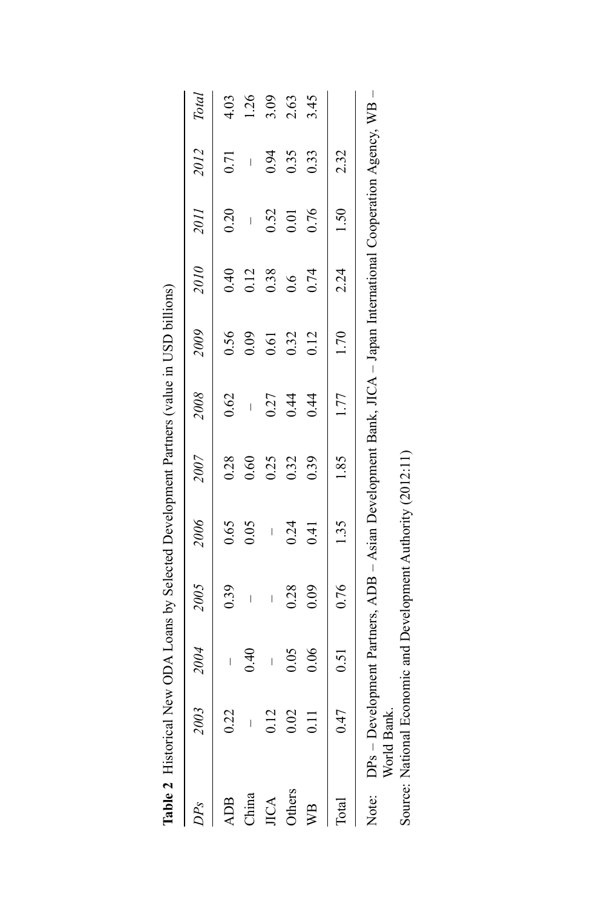**Table 2** Historical New ODA Loans by Selected Development Partners (value in USD billions)

| *DPs* | *2003* | *2004* | *2005* | *2006* | *2007* | *2008* | *2009* | *2010* | *2011* | *2012* | *Total* |
|---|---|---|---|---|---|---|---|---|---|---|---|
| ADB | 0.22 | – | 0.39 | 0.65 | 0.28 | 0.62 | 0.56 | 0.40 | 0.20 | 0.71 | 4.03 |
| China | – | 0.40 | – | 0.05 | 0.60 | – | 0.09 | 0.12 | – | – | 1.26 |
| JICA | 0.12 | – | – | – | 0.25 | 0.27 | 0.61 | 0.38 | 0.52 | 0.94 | 3.09 |
| Others | 0.02 | 0.05 | 0.28 | 0.24 | 0.32 | 0.44 | 0.32 | 0.6 | 0.01 | 0.35 | 2.63 |
| WB | 0.11 | 0.06 | 0.09 | 0.41 | 0.39 | 0.44 | 0.12 | 0.74 | 0.76 | 0.33 | 3.45 |
| Total | 0.47 | 0.51 | 0.76 | 1.35 | 1.85 | 1.77 | 1.70 | 2.24 | 1.50 | 2.32 | |

Note: DPs – Development Partners, ADB – Asian Development Bank, JICA – Japan International Cooperation Agency, WB – World Bank.

Source: National Economic and Development Authority (2012:11)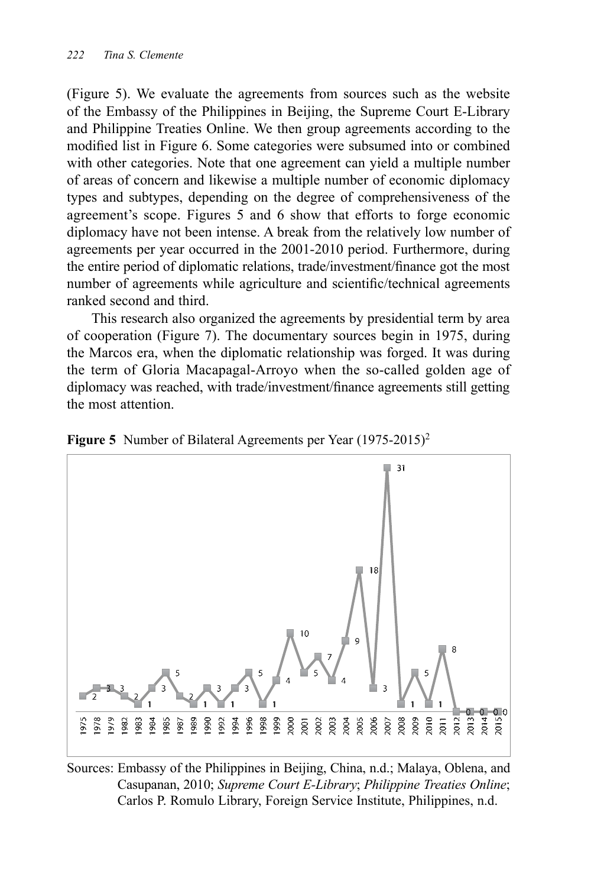(Figure 5). We evaluate the agreements from sources such as the website of the Embassy of the Philippines in Beijing, the Supreme Court E-Library and Philippine Treaties Online. We then group agreements according to the modified list in Figure 6. Some categories were subsumed into or combined with other categories. Note that one agreement can yield a multiple number of areas of concern and likewise a multiple number of economic diplomacy types and subtypes, depending on the degree of comprehensiveness of the agreement's scope. Figures 5 and 6 show that efforts to forge economic diplomacy have not been intense. A break from the relatively low number of agreements per year occurred in the 2001-2010 period. Furthermore, during the entire period of diplomatic relations, trade/investment/finance got the most number of agreements while agriculture and scientific/technical agreements ranked second and third.

This research also organized the agreements by presidential term by area of cooperation (Figure 7). The documentary sources begin in 1975, during the Marcos era, when the diplomatic relationship was forged. It was during the term of Gloria Macapagal-Arroyo when the so-called golden age of diplomacy was reached, with trade/investment/finance agreements still getting the most attention.

**Figure 5** Number of Bilateral Agreements per Year (1975-2015)[2]

2 3 3 2 1 3 5 2 1 3 1 3 5 1 4 10 5 7 4 9 18 3 31 1 5 1 8 0 0 0 0

1975 1978 1979 1982 1983 1984 1985 1987 1989 1990 1992 1994 1996 1998 1999 2000 2001 2002 2003 2004 2005 2006 2007 2008 2009 2010 2011 2012 2013 2014 2015

Sources: Embassy of the Philippines in Beijing, China, n.d.; Malaya, Oblena, and Casupanan, 2010; *Supreme Court E-Library*; *Philippine Treaties Online*; Carlos P. Romulo Library, Foreign Service Institute, Philippines, n.d.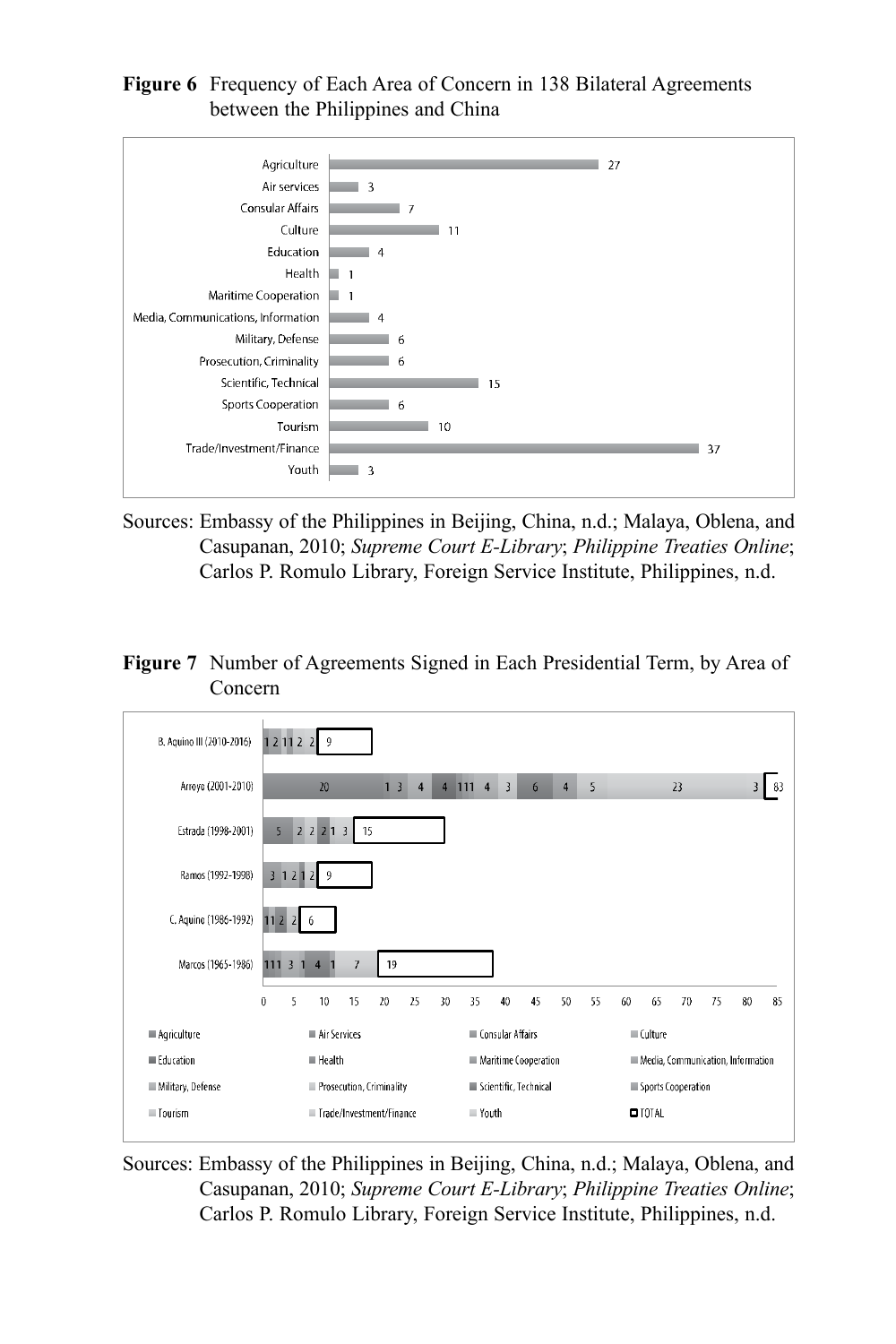**Figure 6** Frequency of Each Area of Concern in 138 Bilateral Agreements between the Philippines and China

Agriculture 27
Air services 3
Consular Affairs 7
Culture 11
Education 4
Health 1
Maritime Cooperation 1
Media, Communications, Information 4
Military, Defense 6
Prosecution, Criminality 6
Scientific, Technical 15
Sports Cooperation 6
Tourism 10
Trade/Investment/Finance 37
Youth 3

Sources: Embassy of the Philippines in Beijing, China, n.d.; Malaya, Oblena, and Casupanan, 2010; *Supreme Court E-Library*; *Philippine Treaties Online*; Carlos P. Romulo Library, Foreign Service Institute, Philippines, n.d.

**Figure 7** Number of Agreements Signed in Each Presidential Term, by Area of Concern

B. Aquino III (2010-2016) 1 2 1 1 2 2 9
Arroyo (2001-2010) 20 1 3 4 4 1 1 1 4 3 6 4 5 23 3 83
Estrada (1998-2001) 5 2 2 2 1 3 15
Ramos (1992-1998) 3 1 2 1 2 9
C. Aquino (1986-1992) 1 1 2 2 6
Marcos (1965-1986) 1 1 1 3 1 4 1 7 19

0 5 10 15 20 25 30 35 40 45 50 55 60 65 70 75 80 85

Agriculture, Air Services, Consular Affairs, Culture, Education, Health, Maritime Cooperation, Media, Communication, Information, Military, Defense, Prosecution, Criminality, Scientific, Technical, Sports Cooperation, Tourism, Trade/Investment/Finance, Youth, TOTAL

Sources: Embassy of the Philippines in Beijing, China, n.d.; Malaya, Oblena, and Casupanan, 2010; *Supreme Court E-Library*; *Philippine Treaties Online*; Carlos P. Romulo Library, Foreign Service Institute, Philippines, n.d.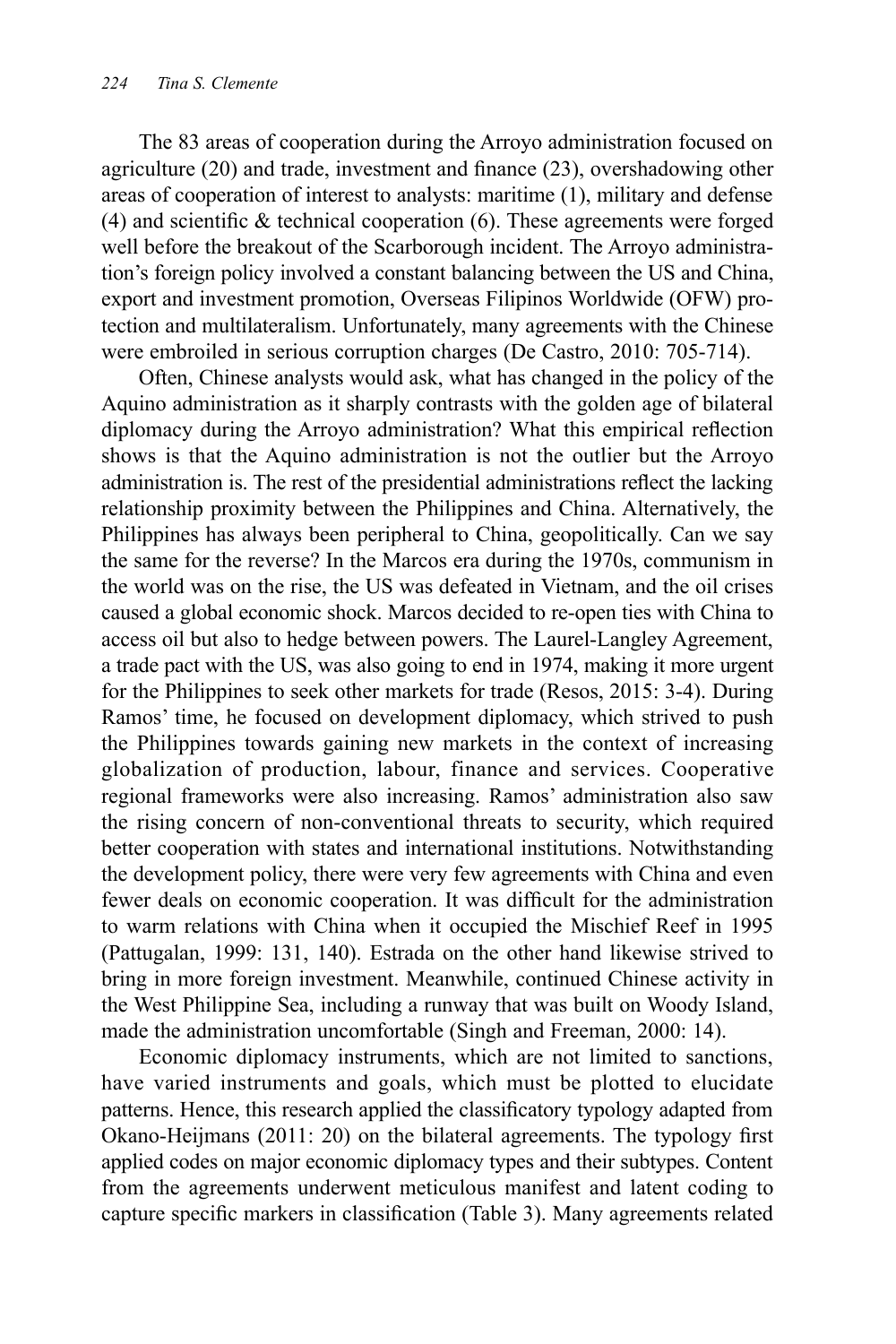The 83 areas of cooperation during the Arroyo administration focused on agriculture (20) and trade, investment and finance (23), overshadowing other areas of cooperation of interest to analysts: maritime (1), military and defense (4) and scientific & technical cooperation (6). These agreements were forged well before the breakout of the Scarborough incident. The Arroyo administration's foreign policy involved a constant balancing between the US and China, export and investment promotion, Overseas Filipinos Worldwide (OFW) protection and multilateralism. Unfortunately, many agreements with the Chinese were embroiled in serious corruption charges (De Castro, 2010: 705-714).

Often, Chinese analysts would ask, what has changed in the policy of the Aquino administration as it sharply contrasts with the golden age of bilateral diplomacy during the Arroyo administration? What this empirical reflection shows is that the Aquino administration is not the outlier but the Arroyo administration is. The rest of the presidential administrations reflect the lacking relationship proximity between the Philippines and China. Alternatively, the Philippines has always been peripheral to China, geopolitically. Can we say the same for the reverse? In the Marcos era during the 1970s, communism in the world was on the rise, the US was defeated in Vietnam, and the oil crises caused a global economic shock. Marcos decided to re-open ties with China to access oil but also to hedge between powers. The Laurel-Langley Agreement, a trade pact with the US, was also going to end in 1974, making it more urgent for the Philippines to seek other markets for trade (Resos, 2015: 3-4). During Ramos' time, he focused on development diplomacy, which strived to push the Philippines towards gaining new markets in the context of increasing globalization of production, labour, finance and services. Cooperative regional frameworks were also increasing. Ramos' administration also saw the rising concern of non-conventional threats to security, which required better cooperation with states and international institutions. Notwithstanding the development policy, there were very few agreements with China and even fewer deals on economic cooperation. It was difficult for the administration to warm relations with China when it occupied the Mischief Reef in 1995 (Pattugalan, 1999: 131, 140). Estrada on the other hand likewise strived to bring in more foreign investment. Meanwhile, continued Chinese activity in the West Philippine Sea, including a runway that was built on Woody Island, made the administration uncomfortable (Singh and Freeman, 2000: 14).

Economic diplomacy instruments, which are not limited to sanctions, have varied instruments and goals, which must be plotted to elucidate patterns. Hence, this research applied the classificatory typology adapted from Okano-Heijmans (2011: 20) on the bilateral agreements. The typology first applied codes on major economic diplomacy types and their subtypes. Content from the agreements underwent meticulous manifest and latent coding to capture specific markers in classification (Table 3). Many agreements related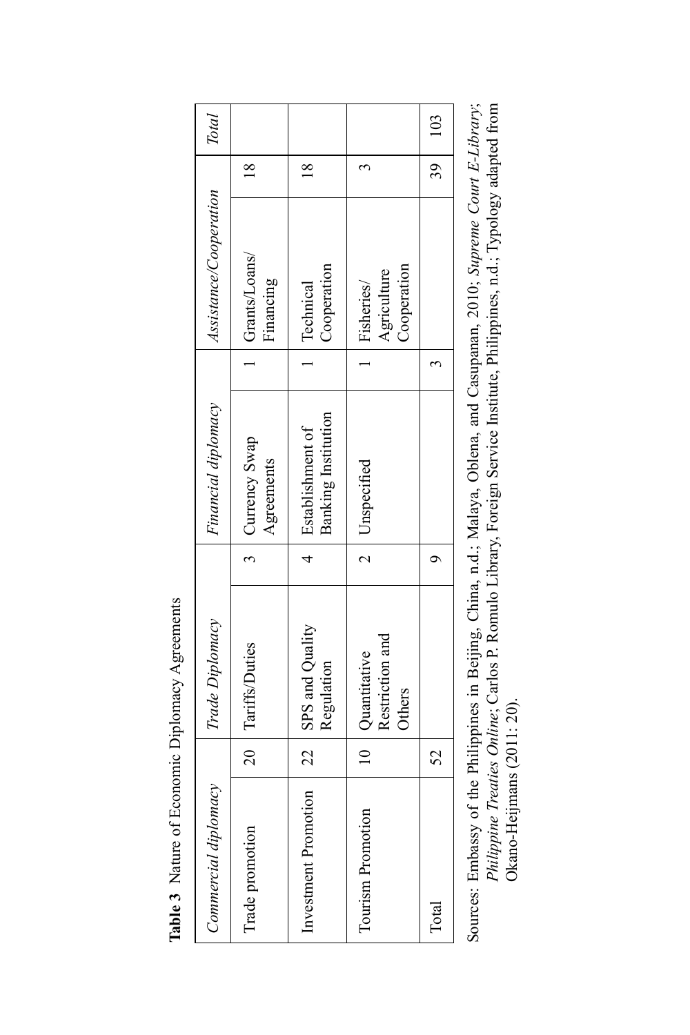**Table 3** Nature of Economic Diplomacy Agreements

| *Commercial diplomacy* | | *Trade Diplomacy* | | *Financial diplomacy* | | *Assistance/Cooperation* | | *Total* |
|---|---|---|---|---|---|---|---|---|
| Trade promotion | 20 | Tariffs/Duties | 3 | Currency Swap Agreements | 1 | Grants/Loans/ Financing | 18 | |
| Investment Promotion | 22 | SPS and Quality Regulation | 4 | Establishment of Banking Institution | 1 | Technical Cooperation | 18 | |
| Tourism Promotion | 10 | Quantitative Restriction and Others | 2 | Unspecified | 1 | Fisheries/ Agriculture Cooperation | 3 | |
| Total | 52 | | 9 | | 3 | | 39 | 103 |

Sources: Embassy of the Philippines in Beijing, China, n.d.; Malaya, Oblena, and Casupanan, 2010; *Supreme Court E-Library*; *Philippine Treaties Online*; Carlos P. Romulo Library, Foreign Service Institute, Philippines, n.d.; Typology adapted from Okano-Heijmans (2011: 20).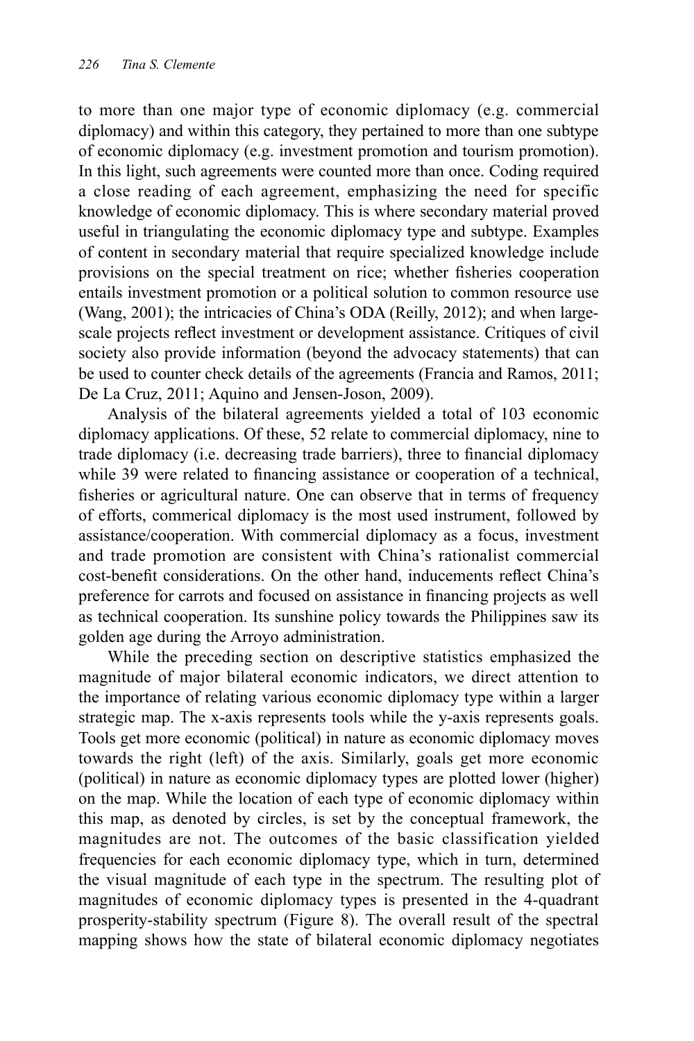to more than one major type of economic diplomacy (e.g. commercial diplomacy) and within this category, they pertained to more than one subtype of economic diplomacy (e.g. investment promotion and tourism promotion). In this light, such agreements were counted more than once. Coding required a close reading of each agreement, emphasizing the need for specific knowledge of economic diplomacy. This is where secondary material proved useful in triangulating the economic diplomacy type and subtype. Examples of content in secondary material that require specialized knowledge include provisions on the special treatment on rice; whether fisheries cooperation entails investment promotion or a political solution to common resource use (Wang, 2001); the intricacies of China's ODA (Reilly, 2012); and when large-scale projects reflect investment or development assistance. Critiques of civil society also provide information (beyond the advocacy statements) that can be used to counter check details of the agreements (Francia and Ramos, 2011; De La Cruz, 2011; Aquino and Jensen-Joson, 2009).

Analysis of the bilateral agreements yielded a total of 103 economic diplomacy applications. Of these, 52 relate to commercial diplomacy, nine to trade diplomacy (i.e. decreasing trade barriers), three to financial diplomacy while 39 were related to financing assistance or cooperation of a technical, fisheries or agricultural nature. One can observe that in terms of frequency of efforts, commerical diplomacy is the most used instrument, followed by assistance/cooperation. With commercial diplomacy as a focus, investment and trade promotion are consistent with China's rationalist commercial cost-benefit considerations. On the other hand, inducements reflect China's preference for carrots and focused on assistance in financing projects as well as technical cooperation. Its sunshine policy towards the Philippines saw its golden age during the Arroyo administration.

While the preceding section on descriptive statistics emphasized the magnitude of major bilateral economic indicators, we direct attention to the importance of relating various economic diplomacy type within a larger strategic map. The x-axis represents tools while the y-axis represents goals. Tools get more economic (political) in nature as economic diplomacy moves towards the right (left) of the axis. Similarly, goals get more economic (political) in nature as economic diplomacy types are plotted lower (higher) on the map. While the location of each type of economic diplomacy within this map, as denoted by circles, is set by the conceptual framework, the magnitudes are not. The outcomes of the basic classification yielded frequencies for each economic diplomacy type, which in turn, determined the visual magnitude of each type in the spectrum. The resulting plot of magnitudes of economic diplomacy types is presented in the 4-quadrant prosperity-stability spectrum (Figure 8). The overall result of the spectral mapping shows how the state of bilateral economic diplomacy negotiates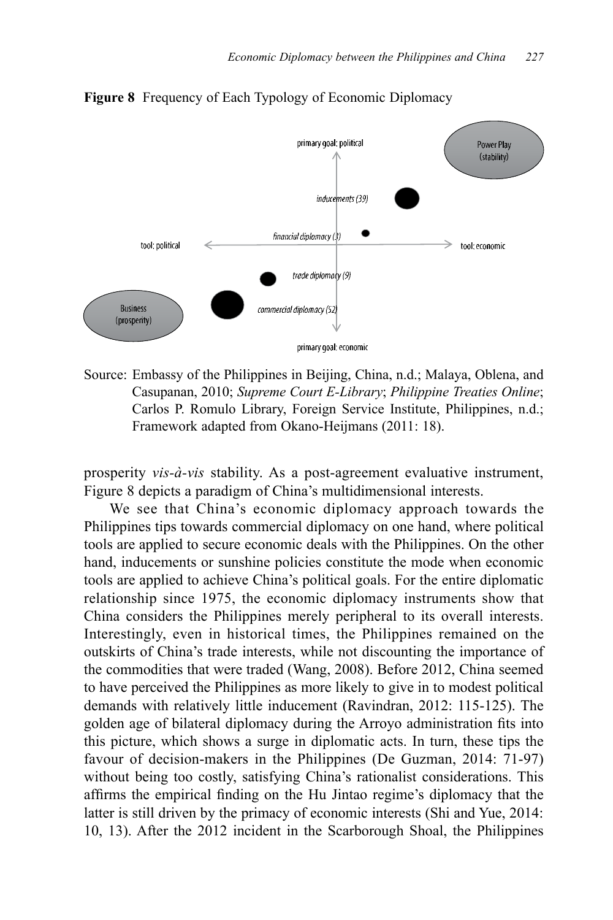**Figure 8** Frequency of Each Typology of Economic Diplomacy

primary goal: political

Power Play (stability)

inducements (39)

financial diplomacy (3)

tool: political

tool: economic

trade diplomacy (9)

Business (prosperity)

commercial diplomacy (52)

primary goal: economic

Source: Embassy of the Philippines in Beijing, China, n.d.; Malaya, Oblena, and Casupanan, 2010; *Supreme Court E-Library*; *Philippine Treaties Online*; Carlos P. Romulo Library, Foreign Service Institute, Philippines, n.d.; Framework adapted from Okano-Heijmans (2011: 18).

prosperity *vis-à-vis* stability. As a post-agreement evaluative instrument, Figure 8 depicts a paradigm of China's multidimensional interests.

We see that China's economic diplomacy approach towards the Philippines tips towards commercial diplomacy on one hand, where political tools are applied to secure economic deals with the Philippines. On the other hand, inducements or sunshine policies constitute the mode when economic tools are applied to achieve China's political goals. For the entire diplomatic relationship since 1975, the economic diplomacy instruments show that China considers the Philippines merely peripheral to its overall interests. Interestingly, even in historical times, the Philippines remained on the outskirts of China's trade interests, while not discounting the importance of the commodities that were traded (Wang, 2008). Before 2012, China seemed to have perceived the Philippines as more likely to give in to modest political demands with relatively little inducement (Ravindran, 2012: 115-125). The golden age of bilateral diplomacy during the Arroyo administration fits into this picture, which shows a surge in diplomatic acts. In turn, these tips the favour of decision-makers in the Philippines (De Guzman, 2014: 71-97) without being too costly, satisfying China's rationalist considerations. This affirms the empirical finding on the Hu Jintao regime's diplomacy that the latter is still driven by the primacy of economic interests (Shi and Yue, 2014: 10, 13). After the 2012 incident in the Scarborough Shoal, the Philippines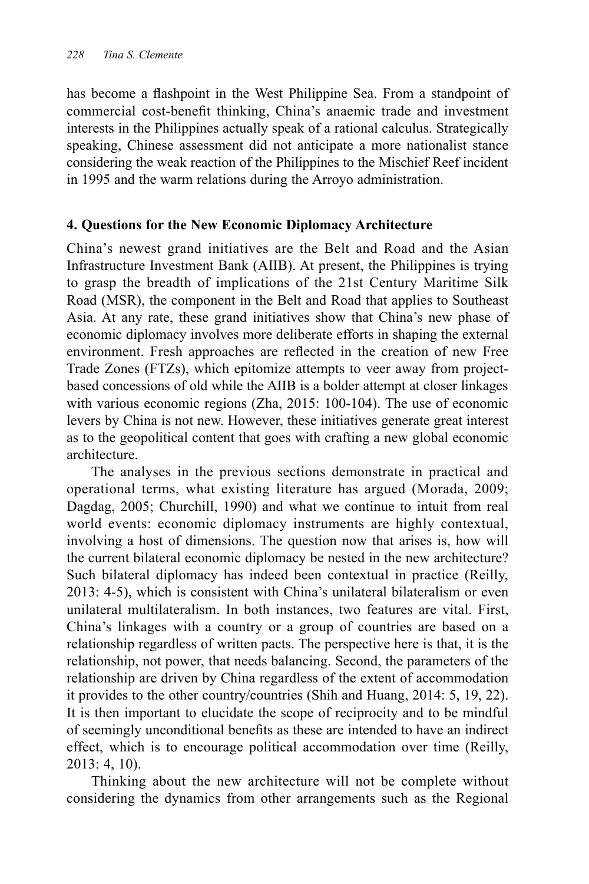has become a flashpoint in the West Philippine Sea. From a standpoint of commercial cost-benefit thinking, China's anaemic trade and investment interests in the Philippines actually speak of a rational calculus. Strategically speaking, Chinese assessment did not anticipate a more nationalist stance considering the weak reaction of the Philippines to the Mischief Reef incident in 1995 and the warm relations during the Arroyo administration.

## 4. Questions for the New Economic Diplomacy Architecture

China's newest grand initiatives are the Belt and Road and the Asian Infrastructure Investment Bank (AIIB). At present, the Philippines is trying to grasp the breadth of implications of the 21st Century Maritime Silk Road (MSR), the component in the Belt and Road that applies to Southeast Asia. At any rate, these grand initiatives show that China's new phase of economic diplomacy involves more deliberate efforts in shaping the external environment. Fresh approaches are reflected in the creation of new Free Trade Zones (FTZs), which epitomize attempts to veer away from project-based concessions of old while the AIIB is a bolder attempt at closer linkages with various economic regions (Zha, 2015: 100-104). The use of economic levers by China is not new. However, these initiatives generate great interest as to the geopolitical content that goes with crafting a new global economic architecture.

The analyses in the previous sections demonstrate in practical and operational terms, what existing literature has argued (Morada, 2009; Dagdag, 2005; Churchill, 1990) and what we continue to intuit from real world events: economic diplomacy instruments are highly contextual, involving a host of dimensions. The question now that arises is, how will the current bilateral economic diplomacy be nested in the new architecture? Such bilateral diplomacy has indeed been contextual in practice (Reilly, 2013: 4-5), which is consistent with China's unilateral bilateralism or even unilateral multilateralism. In both instances, two features are vital. First, China's linkages with a country or a group of countries are based on a relationship regardless of written pacts. The perspective here is that, it is the relationship, not power, that needs balancing. Second, the parameters of the relationship are driven by China regardless of the extent of accommodation it provides to the other country/countries (Shih and Huang, 2014: 5, 19, 22). It is then important to elucidate the scope of reciprocity and to be mindful of seemingly unconditional benefits as these are intended to have an indirect effect, which is to encourage political accommodation over time (Reilly, 2013: 4, 10).

Thinking about the new architecture will not be complete without considering the dynamics from other arrangements such as the Regional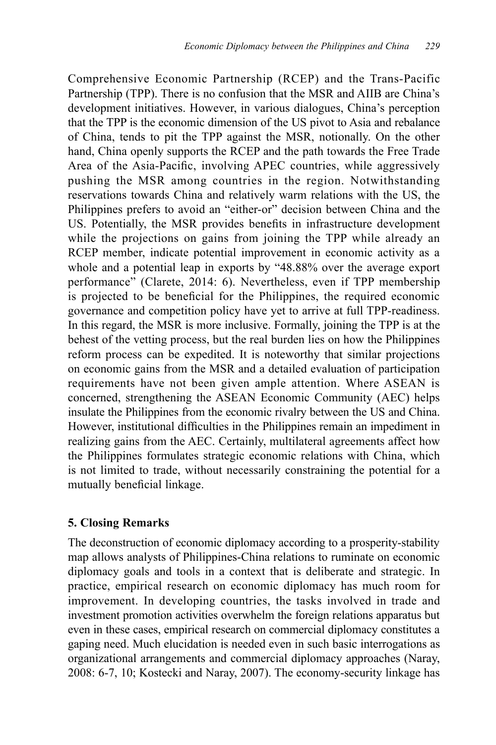Comprehensive Economic Partnership (RCEP) and the Trans-Pacific Partnership (TPP). There is no confusion that the MSR and AIIB are China's development initiatives. However, in various dialogues, China's perception that the TPP is the economic dimension of the US pivot to Asia and rebalance of China, tends to pit the TPP against the MSR, notionally. On the other hand, China openly supports the RCEP and the path towards the Free Trade Area of the Asia-Pacific, involving APEC countries, while aggressively pushing the MSR among countries in the region. Notwithstanding reservations towards China and relatively warm relations with the US, the Philippines prefers to avoid an "either-or" decision between China and the US. Potentially, the MSR provides benefits in infrastructure development while the projections on gains from joining the TPP while already an RCEP member, indicate potential improvement in economic activity as a whole and a potential leap in exports by "48.88% over the average export performance" (Clarete, 2014: 6). Nevertheless, even if TPP membership is projected to be beneficial for the Philippines, the required economic governance and competition policy have yet to arrive at full TPP-readiness. In this regard, the MSR is more inclusive. Formally, joining the TPP is at the behest of the vetting process, but the real burden lies on how the Philippines reform process can be expedited. It is noteworthy that similar projections on economic gains from the MSR and a detailed evaluation of participation requirements have not been given ample attention. Where ASEAN is concerned, strengthening the ASEAN Economic Community (AEC) helps insulate the Philippines from the economic rivalry between the US and China. However, institutional difficulties in the Philippines remain an impediment in realizing gains from the AEC. Certainly, multilateral agreements affect how the Philippines formulates strategic economic relations with China, which is not limited to trade, without necessarily constraining the potential for a mutually beneficial linkage.

## 5. Closing Remarks

The deconstruction of economic diplomacy according to a prosperity-stability map allows analysts of Philippines-China relations to ruminate on economic diplomacy goals and tools in a context that is deliberate and strategic. In practice, empirical research on economic diplomacy has much room for improvement. In developing countries, the tasks involved in trade and investment promotion activities overwhelm the foreign relations apparatus but even in these cases, empirical research on commercial diplomacy constitutes a gaping need. Much elucidation is needed even in such basic interrogations as organizational arrangements and commercial diplomacy approaches (Naray, 2008: 6-7, 10; Kostecki and Naray, 2007). The economy-security linkage has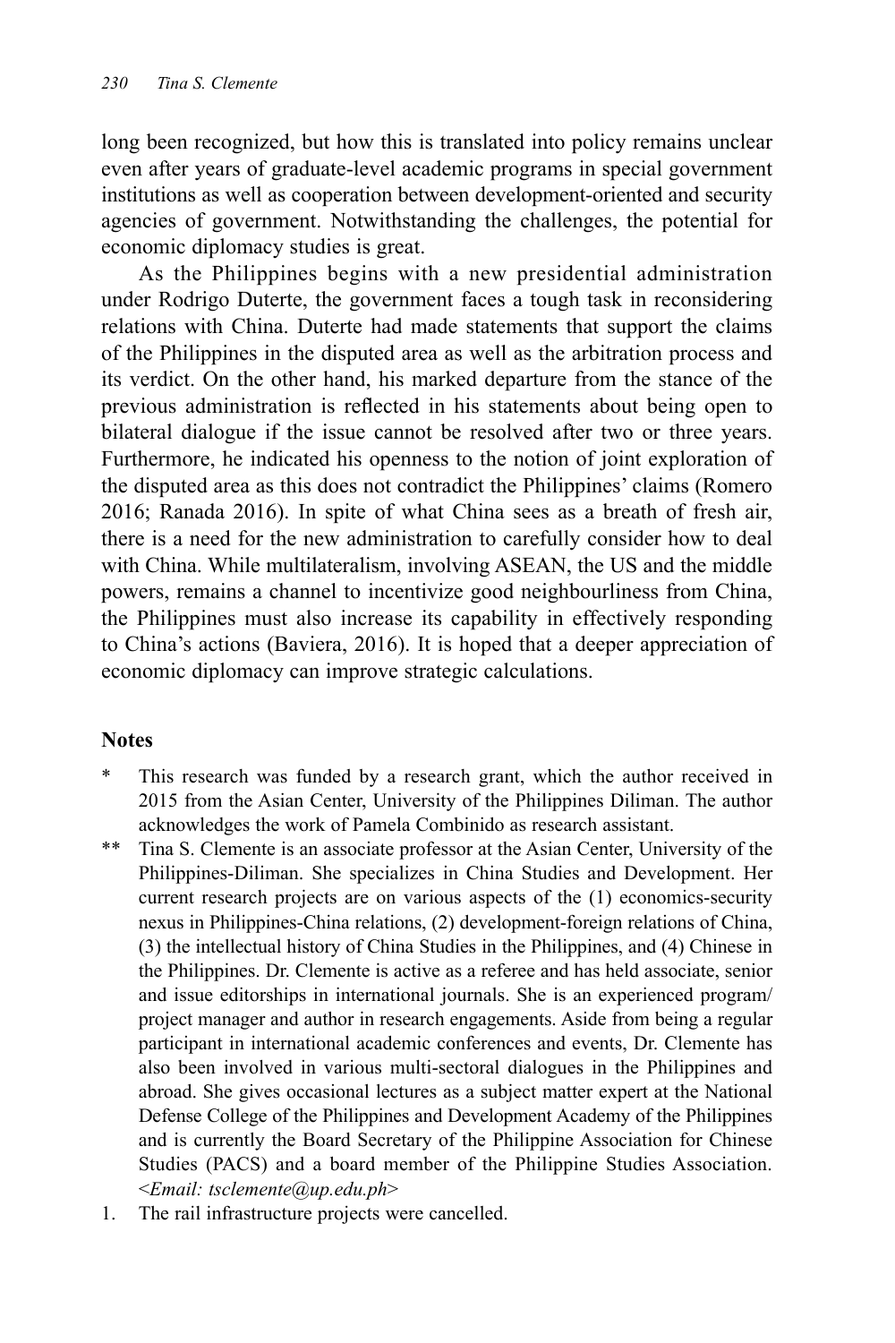long been recognized, but how this is translated into policy remains unclear even after years of graduate-level academic programs in special government institutions as well as cooperation between development-oriented and security agencies of government. Notwithstanding the challenges, the potential for economic diplomacy studies is great.

As the Philippines begins with a new presidential administration under Rodrigo Duterte, the government faces a tough task in reconsidering relations with China. Duterte had made statements that support the claims of the Philippines in the disputed area as well as the arbitration process and its verdict. On the other hand, his marked departure from the stance of the previous administration is reflected in his statements about being open to bilateral dialogue if the issue cannot be resolved after two or three years. Furthermore, he indicated his openness to the notion of joint exploration of the disputed area as this does not contradict the Philippines' claims (Romero 2016; Ranada 2016). In spite of what China sees as a breath of fresh air, there is a need for the new administration to carefully consider how to deal with China. While multilateralism, involving ASEAN, the US and the middle powers, remains a channel to incentivize good neighbourliness from China, the Philippines must also increase its capability in effectively responding to China's actions (Baviera, 2016). It is hoped that a deeper appreciation of economic diplomacy can improve strategic calculations.

## Notes

\* This research was funded by a research grant, which the author received in 2015 from the Asian Center, University of the Philippines Diliman. The author acknowledges the work of Pamela Combinido as research assistant.

\*\* Tina S. Clemente is an associate professor at the Asian Center, University of the Philippines-Diliman. She specializes in China Studies and Development. Her current research projects are on various aspects of the (1) economics-security nexus in Philippines-China relations, (2) development-foreign relations of China, (3) the intellectual history of China Studies in the Philippines, and (4) Chinese in the Philippines. Dr. Clemente is active as a referee and has held associate, senior and issue editorships in international journals. She is an experienced program/project manager and author in research engagements. Aside from being a regular participant in international academic conferences and events, Dr. Clemente has also been involved in various multi-sectoral dialogues in the Philippines and abroad. She gives occasional lectures as a subject matter expert at the National Defense College of the Philippines and Development Academy of the Philippines and is currently the Board Secretary of the Philippine Association for Chinese Studies (PACS) and a board member of the Philippine Studies Association. <*Email: tsclemente@up.edu.ph*>

1. The rail infrastructure projects were cancelled.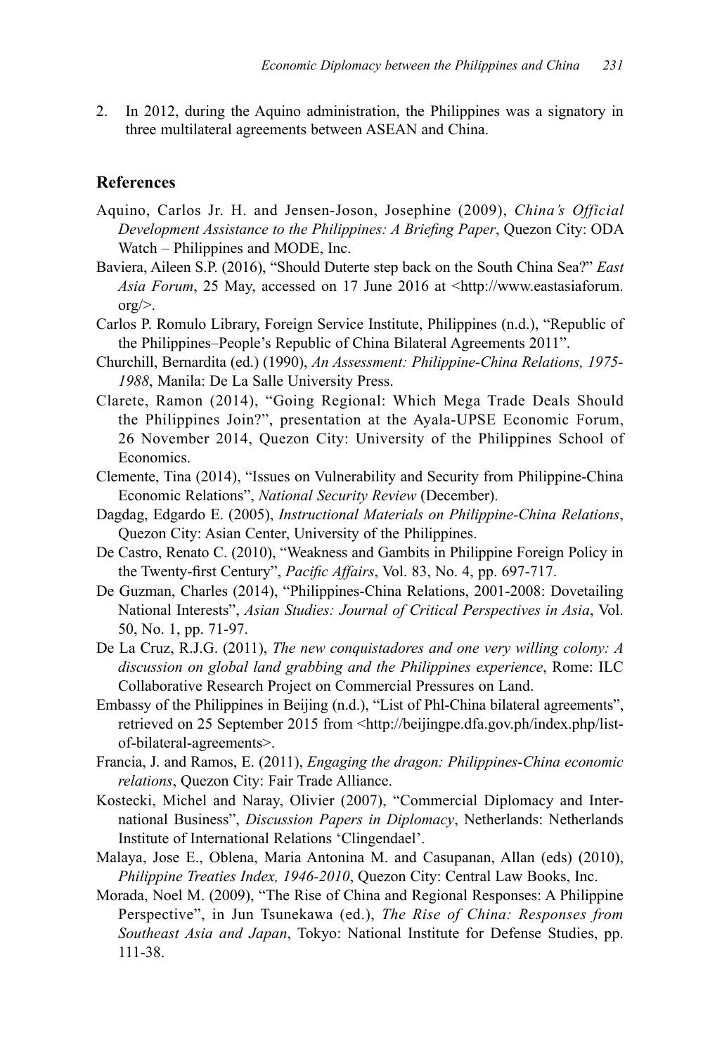2. In 2012, during the Aquino administration, the Philippines was a signatory in three multilateral agreements between ASEAN and China.

## References

Aquino, Carlos Jr. H. and Jensen-Joson, Josephine (2009), *China's Official Development Assistance to the Philippines: A Briefing Paper*, Quezon City: ODA Watch – Philippines and MODE, Inc.

Baviera, Aileen S.P. (2016), "Should Duterte step back on the South China Sea?" *East Asia Forum*, 25 May, accessed on 17 June 2016 at <http://www.eastasiaforum.org/>.

Carlos P. Romulo Library, Foreign Service Institute, Philippines (n.d.), "Republic of the Philippines–People's Republic of China Bilateral Agreements 2011".

Churchill, Bernardita (ed.) (1990), *An Assessment: Philippine-China Relations, 1975-1988*, Manila: De La Salle University Press.

Clarete, Ramon (2014), "Going Regional: Which Mega Trade Deals Should the Philippines Join?", presentation at the Ayala-UPSE Economic Forum, 26 November 2014, Quezon City: University of the Philippines School of Economics.

Clemente, Tina (2014), "Issues on Vulnerability and Security from Philippine-China Economic Relations", *National Security Review* (December).

Dagdag, Edgardo E. (2005), *Instructional Materials on Philippine-China Relations*, Quezon City: Asian Center, University of the Philippines.

De Castro, Renato C. (2010), "Weakness and Gambits in Philippine Foreign Policy in the Twenty-first Century", *Pacific Affairs*, Vol. 83, No. 4, pp. 697-717.

De Guzman, Charles (2014), "Philippines-China Relations, 2001-2008: Dovetailing National Interests", *Asian Studies: Journal of Critical Perspectives in Asia*, Vol. 50, No. 1, pp. 71-97.

De La Cruz, R.J.G. (2011), *The new conquistadores and one very willing colony: A discussion on global land grabbing and the Philippines experience*, Rome: ILC Collaborative Research Project on Commercial Pressures on Land.

Embassy of the Philippines in Beijing (n.d.), "List of Phl-China bilateral agreements", retrieved on 25 September 2015 from <http://beijingpe.dfa.gov.ph/index.php/list-of-bilateral-agreements>.

Francia, J. and Ramos, E. (2011), *Engaging the dragon: Philippines-China economic relations*, Quezon City: Fair Trade Alliance.

Kostecki, Michel and Naray, Olivier (2007), "Commercial Diplomacy and International Business", *Discussion Papers in Diplomacy*, Netherlands: Netherlands Institute of International Relations 'Clingendael'.

Malaya, Jose E., Oblena, Maria Antonina M. and Casupanan, Allan (eds) (2010), *Philippine Treaties Index, 1946-2010*, Quezon City: Central Law Books, Inc.

Morada, Noel M. (2009), "The Rise of China and Regional Responses: A Philippine Perspective", in Jun Tsunekawa (ed.), *The Rise of China: Responses from Southeast Asia and Japan*, Tokyo: National Institute for Defense Studies, pp. 111-38.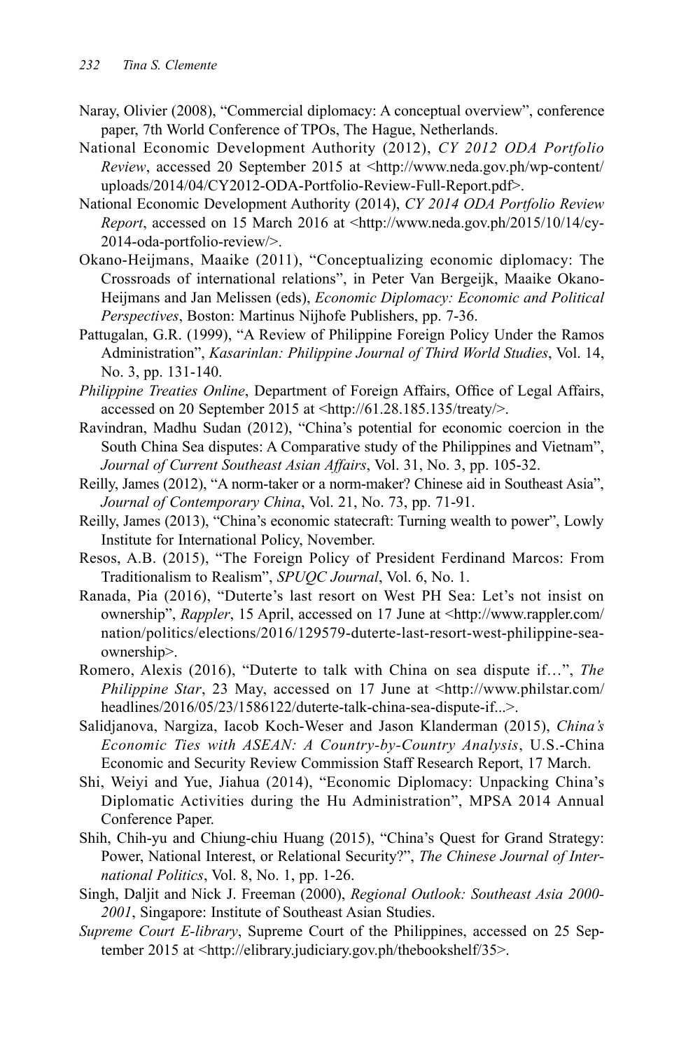Naray, Olivier (2008), "Commercial diplomacy: A conceptual overview", conference paper, 7th World Conference of TPOs, The Hague, Netherlands.

National Economic Development Authority (2012), *CY 2012 ODA Portfolio Review*, accessed 20 September 2015 at <http://www.neda.gov.ph/wp-content/uploads/2014/04/CY2012-ODA-Portfolio-Review-Full-Report.pdf>.

National Economic Development Authority (2014), *CY 2014 ODA Portfolio Review Report*, accessed on 15 March 2016 at <http://www.neda.gov.ph/2015/10/14/cy-2014-oda-portfolio-review/>.

Okano-Heijmans, Maaike (2011), "Conceptualizing economic diplomacy: The Crossroads of international relations", in Peter Van Bergeijk, Maaike Okano-Heijmans and Jan Melissen (eds), *Economic Diplomacy: Economic and Political Perspectives*, Boston: Martinus Nijhofe Publishers, pp. 7-36.

Pattugalan, G.R. (1999), "A Review of Philippine Foreign Policy Under the Ramos Administration", *Kasarinlan: Philippine Journal of Third World Studies*, Vol. 14, No. 3, pp. 131-140.

*Philippine Treaties Online*, Department of Foreign Affairs, Office of Legal Affairs, accessed on 20 September 2015 at <http://61.28.185.135/treaty/>.

Ravindran, Madhu Sudan (2012), "China's potential for economic coercion in the South China Sea disputes: A Comparative study of the Philippines and Vietnam", *Journal of Current Southeast Asian Affairs*, Vol. 31, No. 3, pp. 105-32.

Reilly, James (2012), "A norm-taker or a norm-maker? Chinese aid in Southeast Asia", *Journal of Contemporary China*, Vol. 21, No. 73, pp. 71-91.

Reilly, James (2013), "China's economic statecraft: Turning wealth to power", Lowly Institute for International Policy, November.

Resos, A.B. (2015), "The Foreign Policy of President Ferdinand Marcos: From Traditionalism to Realism", *SPUQC Journal*, Vol. 6, No. 1.

Ranada, Pia (2016), "Duterte's last resort on West PH Sea: Let's not insist on ownership", *Rappler*, 15 April, accessed on 17 June at <http://www.rappler.com/nation/politics/elections/2016/129579-duterte-last-resort-west-philippine-sea-ownership>.

Romero, Alexis (2016), "Duterte to talk with China on sea dispute if…", *The Philippine Star*, 23 May, accessed on 17 June at <http://www.philstar.com/headlines/2016/05/23/1586122/duterte-talk-china-sea-dispute-if...>.

Salidjanova, Nargiza, Iacob Koch-Weser and Jason Klanderman (2015), *China's Economic Ties with ASEAN: A Country-by-Country Analysis*, U.S.-China Economic and Security Review Commission Staff Research Report, 17 March.

Shi, Weiyi and Yue, Jiahua (2014), "Economic Diplomacy: Unpacking China's Diplomatic Activities during the Hu Administration", MPSA 2014 Annual Conference Paper.

Shih, Chih-yu and Chiung-chiu Huang (2015), "China's Quest for Grand Strategy: Power, National Interest, or Relational Security?", *The Chinese Journal of International Politics*, Vol. 8, No. 1, pp. 1-26.

Singh, Daljit and Nick J. Freeman (2000), *Regional Outlook: Southeast Asia 2000-2001*, Singapore: Institute of Southeast Asian Studies.

*Supreme Court E-library*, Supreme Court of the Philippines, accessed on 25 September 2015 at <http://elibrary.judiciary.gov.ph/thebookshelf/35>.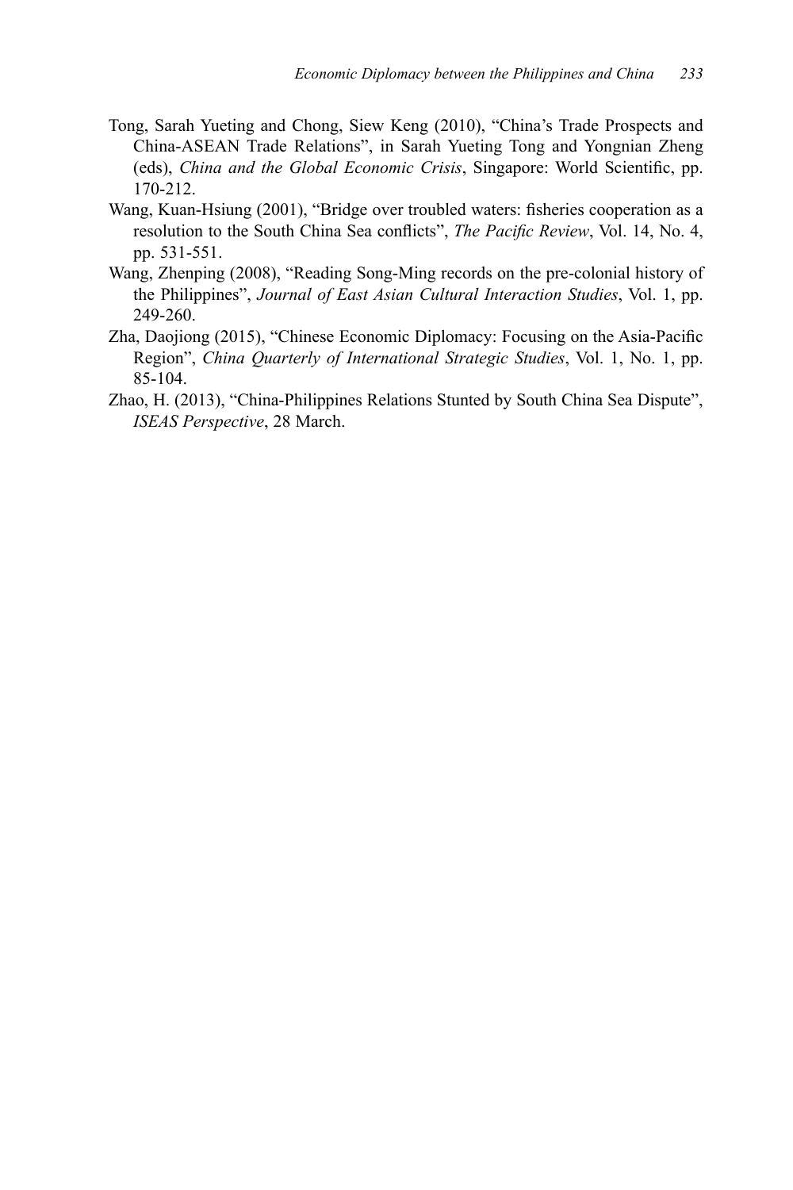Tong, Sarah Yueting and Chong, Siew Keng (2010), "China's Trade Prospects and China-ASEAN Trade Relations", in Sarah Yueting Tong and Yongnian Zheng (eds), *China and the Global Economic Crisis*, Singapore: World Scientific, pp. 170-212.

Wang, Kuan-Hsiung (2001), "Bridge over troubled waters: fisheries cooperation as a resolution to the South China Sea conflicts", *The Pacific Review*, Vol. 14, No. 4, pp. 531-551.

Wang, Zhenping (2008), "Reading Song-Ming records on the pre-colonial history of the Philippines", *Journal of East Asian Cultural Interaction Studies*, Vol. 1, pp. 249-260.

Zha, Daojiong (2015), "Chinese Economic Diplomacy: Focusing on the Asia-Pacific Region", *China Quarterly of International Strategic Studies*, Vol. 1, No. 1, pp. 85-104.

Zhao, H. (2013), "China-Philippines Relations Stunted by South China Sea Dispute", *ISEAS Perspective*, 28 March.